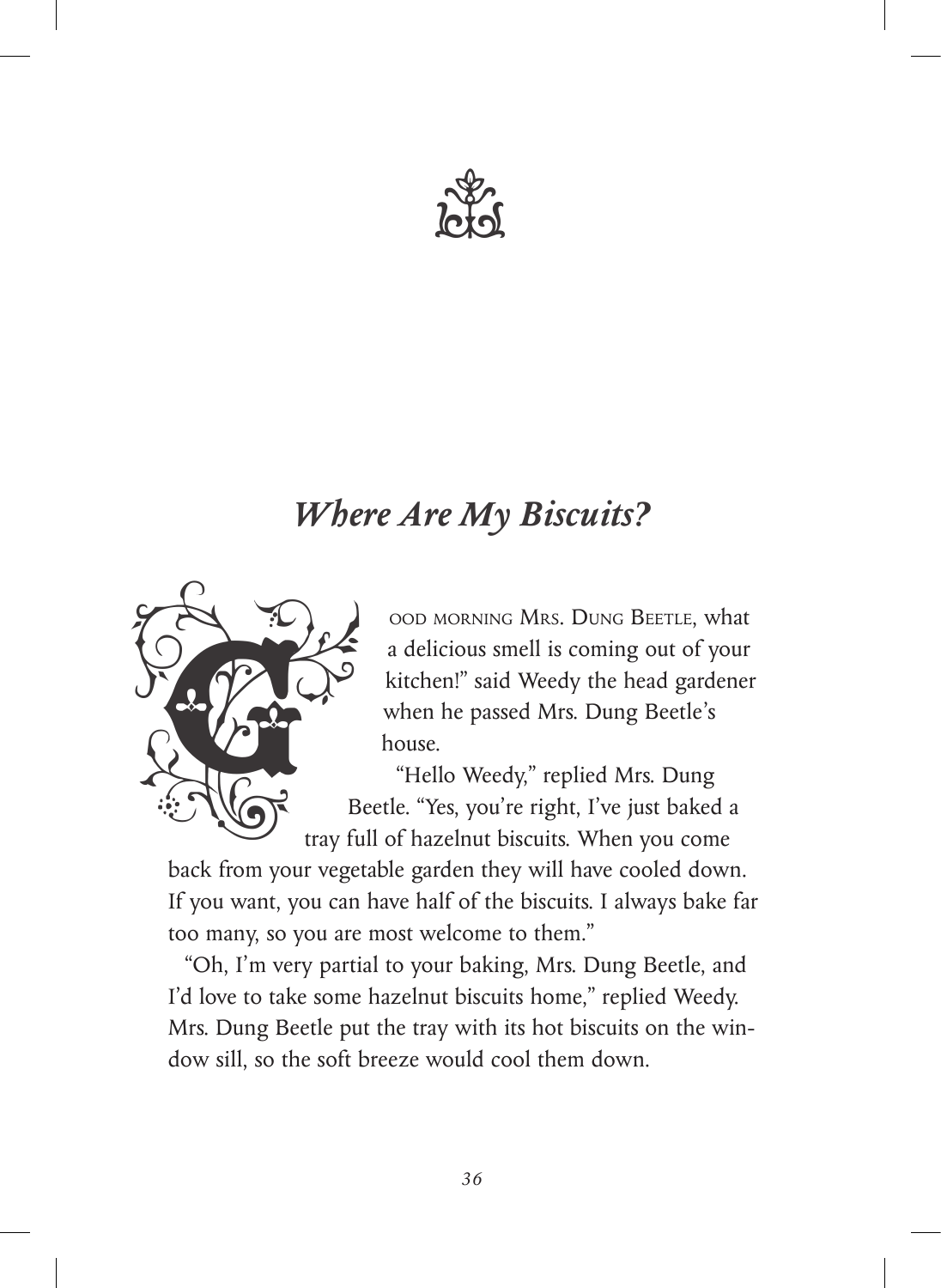# *Where Are My Biscuits?*

"Good morning Mrs. Dung Beetle, what a delicious smell is coming out of your kitchen!" said Weedy the head gardener when he passed Mrs. Dung Beetle's house.

"Hello Weedy," replied Mrs. Dung Beetle. "Yes, you're right, I've just baked a tray full of hazelnut biscuits. When you come back from your vegetable garden they will have cooled down. If you want, you can have half of the biscuits. I always bake far too many, so you are most welcome to them."

"Oh, I'm very partial to your baking, Mrs. Dung Beetle, and I'd love to take some hazelnut biscuits home," replied Weedy. Mrs. Dung Beetle put the tray with its hot biscuits on the window sill, so the soft breeze would cool them down.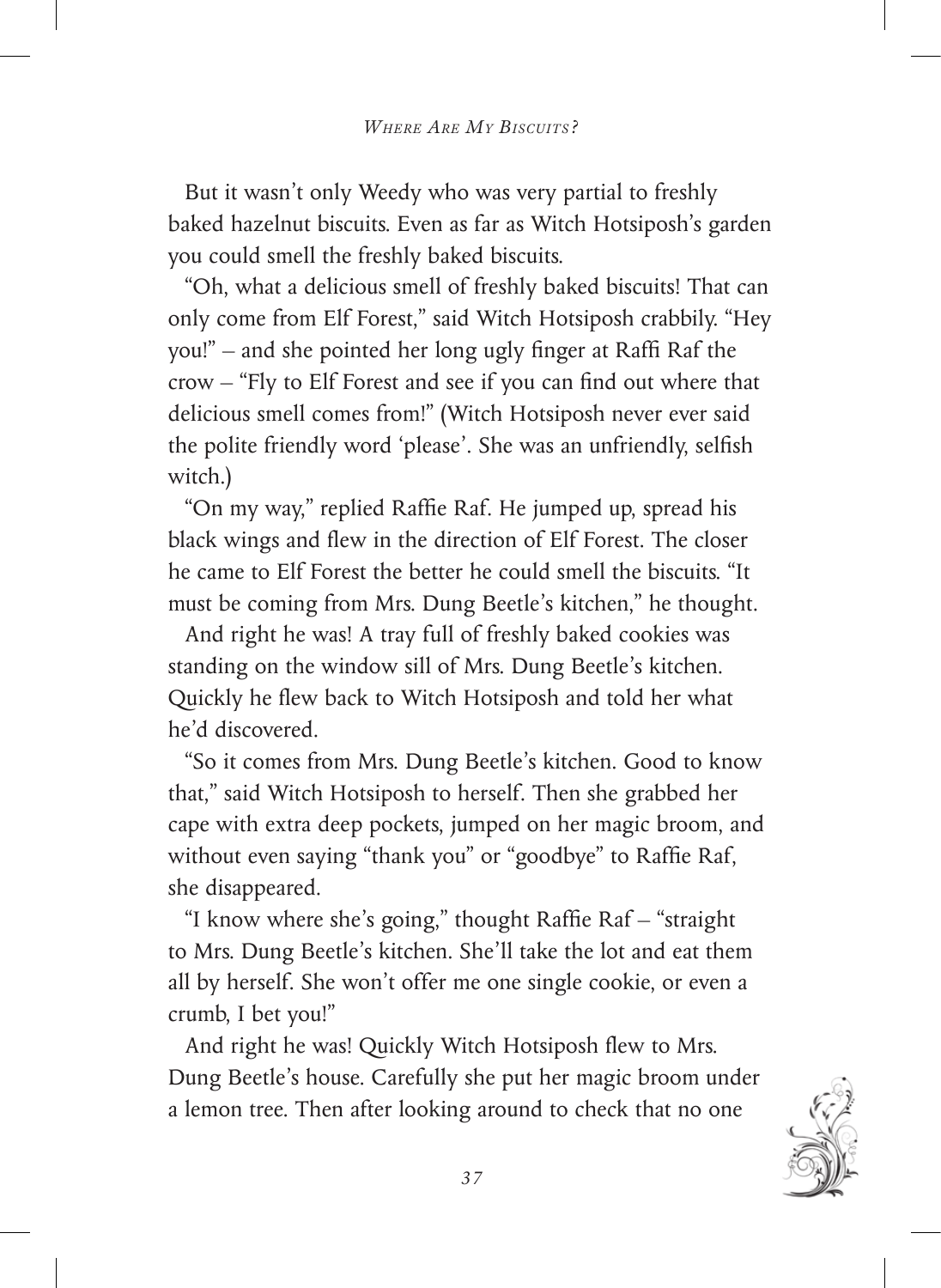But it wasn't only Weedy who was very partial to freshly baked hazelnut biscuits. Even as far as Witch Hotsiposh's garden you could smell the freshly baked biscuits.

"Oh, what a delicious smell of freshly baked biscuits! That can only come from Elf Forest," said Witch Hotsiposh crabbily. "Hey you!" – and she pointed her long ugly finger at Raffi Raf the crow – "Fly to Elf Forest and see if you can find out where that delicious smell comes from!" (Witch Hotsiposh never ever said the polite friendly word 'please'. She was an unfriendly, selfish witch.)

"On my way," replied Raffie Raf. He jumped up, spread his black wings and flew in the direction of Elf Forest. The closer he came to Elf Forest the better he could smell the biscuits. "It must be coming from Mrs. Dung Beetle's kitchen," he thought.

And right he was! A tray full of freshly baked cookies was standing on the window sill of Mrs. Dung Beetle's kitchen. Quickly he flew back to Witch Hotsiposh and told her what he'd discovered.

"So it comes from Mrs. Dung Beetle's kitchen. Good to know that," said Witch Hotsiposh to herself. Then she grabbed her cape with extra deep pockets, jumped on her magic broom, and without even saying "thank you" or "goodbye" to Raffie Raf, she disappeared.

"I know where she's going," thought Raffie Raf – "straight to Mrs. Dung Beetle's kitchen. She'll take the lot and eat them all by herself. She won't offer me one single cookie, or even a crumb, I bet you!"

And right he was! Quickly Witch Hotsiposh flew to Mrs. Dung Beetle's house. Carefully she put her magic broom under a lemon tree. Then after looking around to check that no one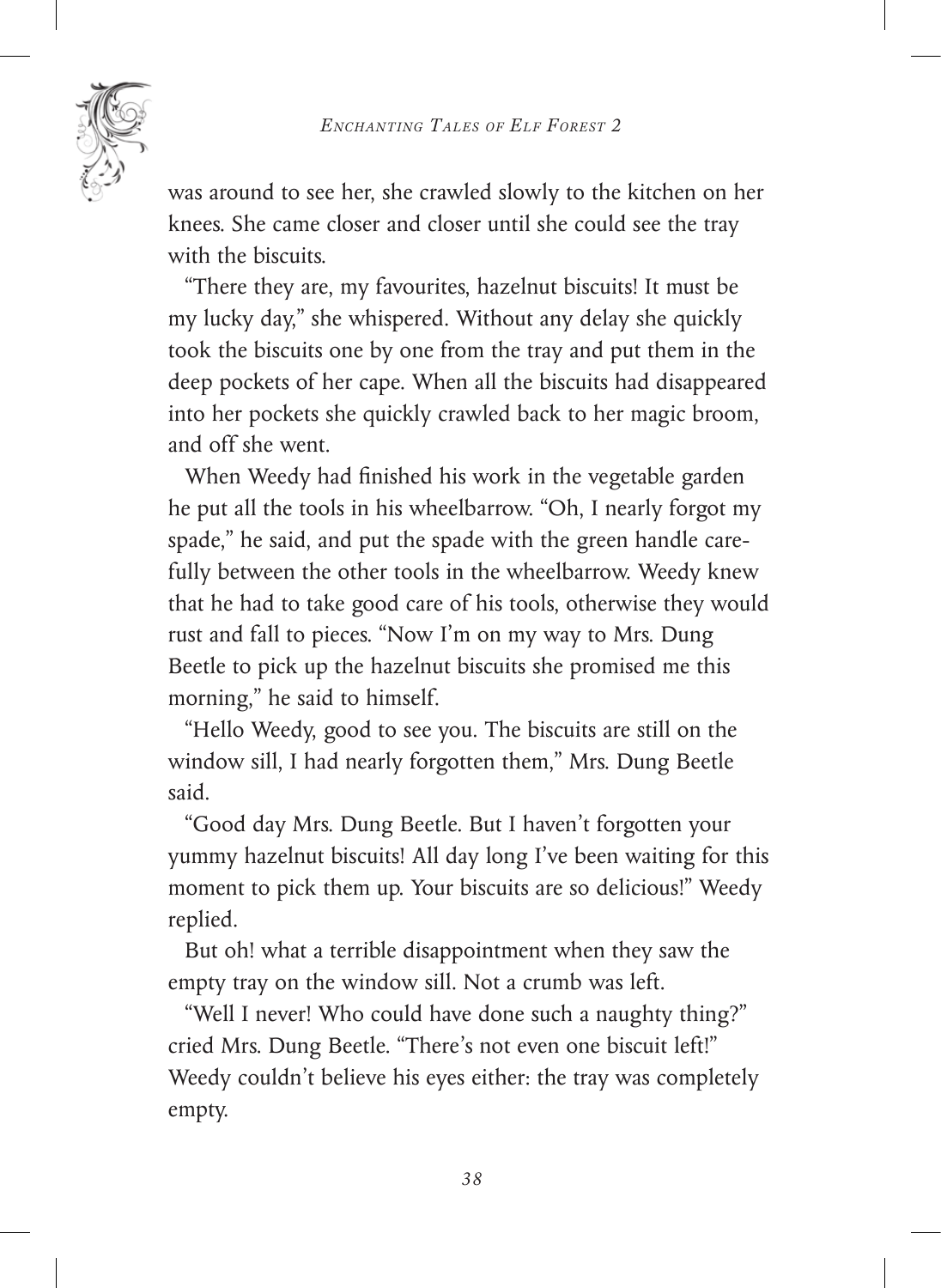was around to see her, she crawled slowly to the kitchen on her knees. She came closer and closer until she could see the tray with the biscuits.

"There they are, my favourites, hazelnut biscuits! It must be my lucky day," she whispered. Without any delay she quickly took the biscuits one by one from the tray and put them in the deep pockets of her cape. When all the biscuits had disappeared into her pockets she quickly crawled back to her magic broom, and off she went.

When Weedy had finished his work in the vegetable garden he put all the tools in his wheelbarrow. "Oh, I nearly forgot my spade," he said, and put the spade with the green handle carefully between the other tools in the wheelbarrow. Weedy knew that he had to take good care of his tools, otherwise they would rust and fall to pieces. "Now I'm on my way to Mrs. Dung Beetle to pick up the hazelnut biscuits she promised me this morning," he said to himself.

"Hello Weedy, good to see you. The biscuits are still on the window sill, I had nearly forgotten them," Mrs. Dung Beetle said.

"Good day Mrs. Dung Beetle. But I haven't forgotten your yummy hazelnut biscuits! All day long I've been waiting for this moment to pick them up. Your biscuits are so delicious!" Weedy replied.

But oh! what a terrible disappointment when they saw the empty tray on the window sill. Not a crumb was left.

"Well I never! Who could have done such a naughty thing?" cried Mrs. Dung Beetle. "There's not even one biscuit left!" Weedy couldn't believe his eyes either: the tray was completely empty.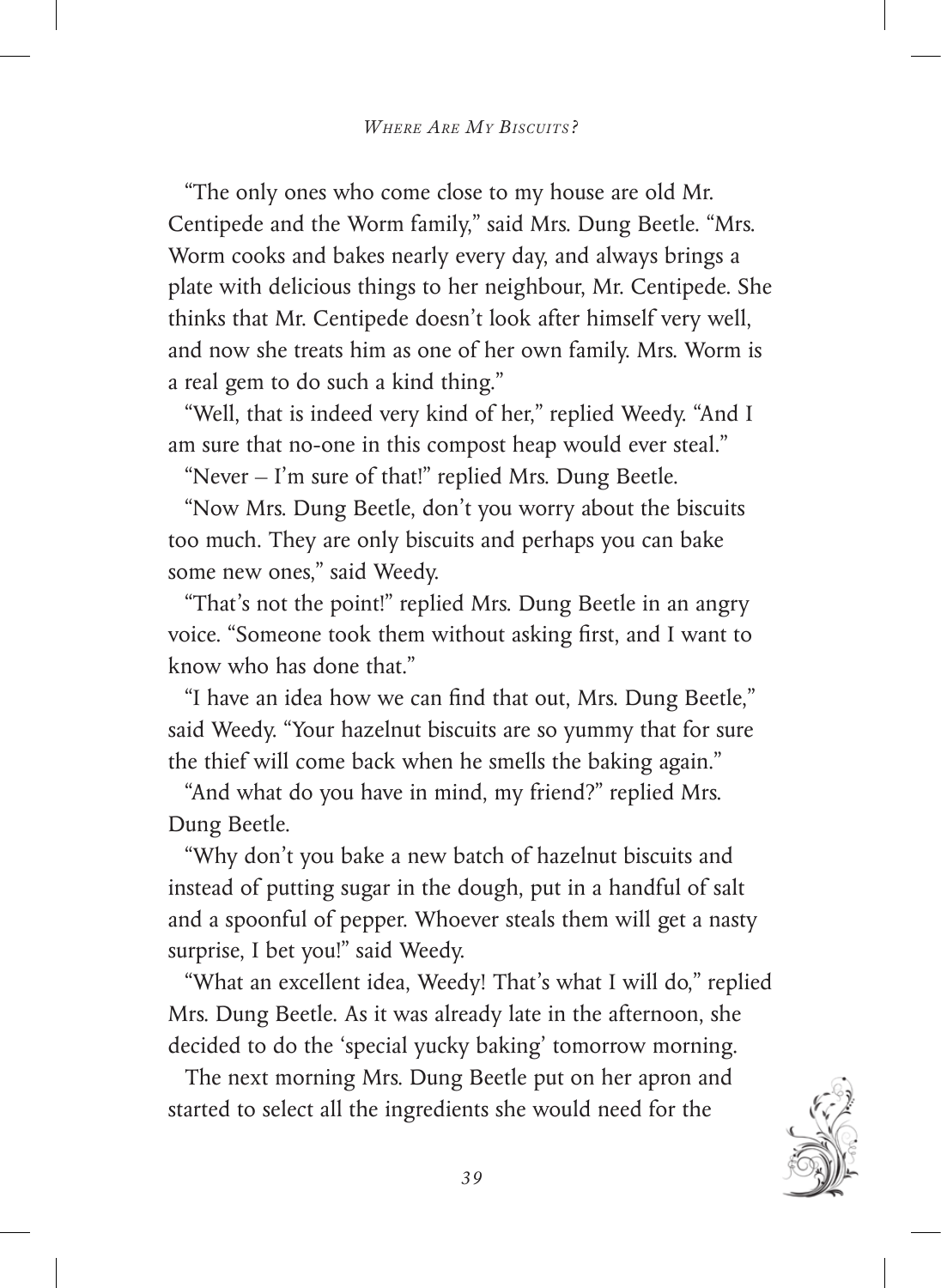"The only ones who come close to my house are old Mr. Centipede and the Worm family," said Mrs. Dung Beetle. "Mrs. Worm cooks and bakes nearly every day, and always brings a plate with delicious things to her neighbour, Mr. Centipede. She thinks that Mr. Centipede doesn't look after himself very well, and now she treats him as one of her own family. Mrs. Worm is a real gem to do such a kind thing."

"Well, that is indeed very kind of her," replied Weedy. "And I am sure that no-one in this compost heap would ever steal."

"Never – I'm sure of that!" replied Mrs. Dung Beetle.

"Now Mrs. Dung Beetle, don't you worry about the biscuits too much. They are only biscuits and perhaps you can bake some new ones," said Weedy.

"That's not the point!" replied Mrs. Dung Beetle in an angry voice. "Someone took them without asking first, and I want to know who has done that."

"I have an idea how we can find that out, Mrs. Dung Beetle," said Weedy. "Your hazelnut biscuits are so yummy that for sure the thief will come back when he smells the baking again."

"And what do you have in mind, my friend?" replied Mrs. Dung Beetle.

"Why don't you bake a new batch of hazelnut biscuits and instead of putting sugar in the dough, put in a handful of salt and a spoonful of pepper. Whoever steals them will get a nasty surprise, I bet you!" said Weedy.

"What an excellent idea, Weedy! That's what I will do," replied Mrs. Dung Beetle. As it was already late in the afternoon, she decided to do the 'special yucky baking' tomorrow morning.

The next morning Mrs. Dung Beetle put on her apron and started to select all the ingredients she would need for the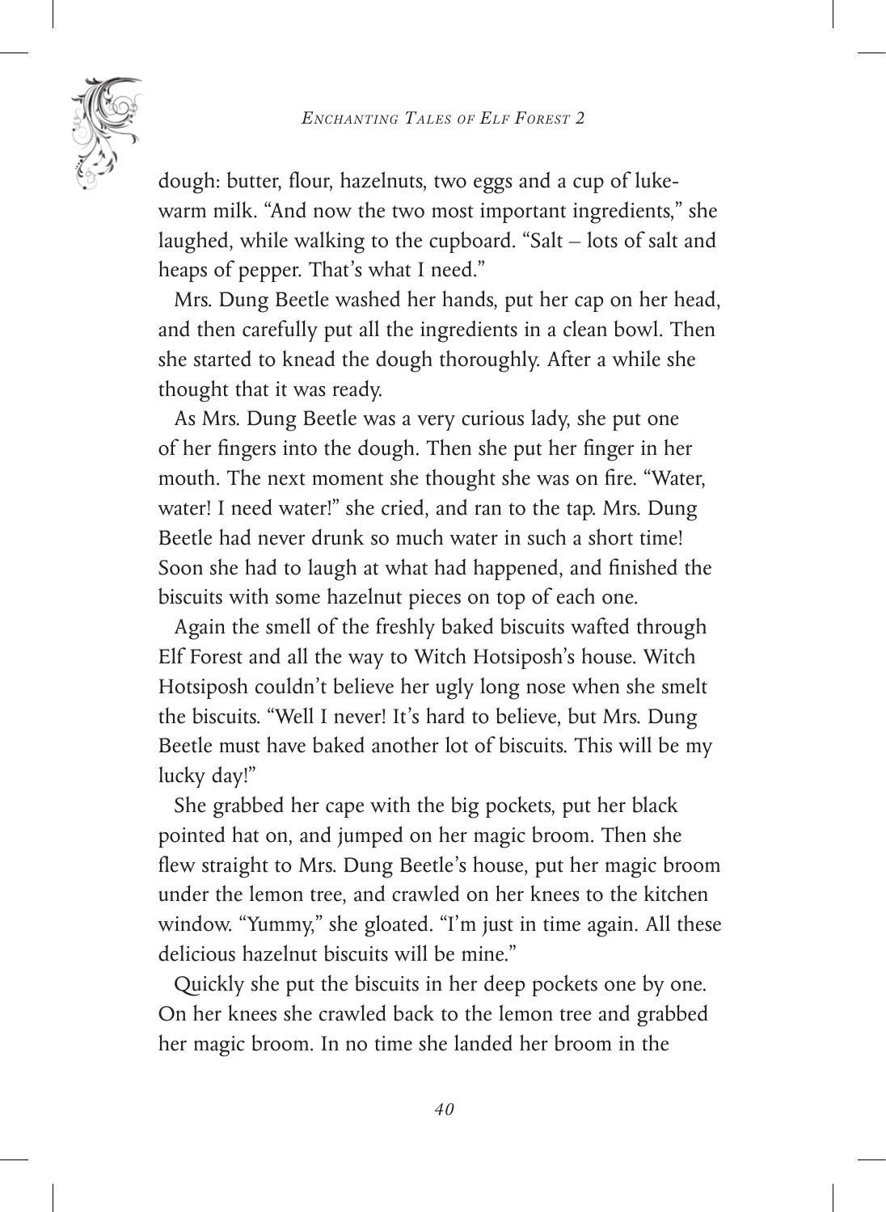dough: butter, flour, hazelnuts, two eggs and a cup of lukewarm milk. "And now the two most important ingredients," she laughed, while walking to the cupboard. "Salt – lots of salt and heaps of pepper. That's what I need."

Mrs. Dung Beetle washed her hands, put her cap on her head, and then carefully put all the ingredients in a clean bowl. Then she started to knead the dough thoroughly. After a while she thought that it was ready.

As Mrs. Dung Beetle was a very curious lady, she put one of her fingers into the dough. Then she put her finger in her mouth. The next moment she thought she was on fire. "Water, water! I need water!" she cried, and ran to the tap. Mrs. Dung Beetle had never drunk so much water in such a short time! Soon she had to laugh at what had happened, and finished the biscuits with some hazelnut pieces on top of each one.

Again the smell of the freshly baked biscuits wafted through Elf Forest and all the way to Witch Hotsiposh's house. Witch Hotsiposh couldn't believe her ugly long nose when she smelt the biscuits. "Well I never! It's hard to believe, but Mrs. Dung Beetle must have baked another lot of biscuits. This will be my lucky day!"

She grabbed her cape with the big pockets, put her black pointed hat on, and jumped on her magic broom. Then she flew straight to Mrs. Dung Beetle's house, put her magic broom under the lemon tree, and crawled on her knees to the kitchen window. "Yummy," she gloated. "I'm just in time again. All these delicious hazelnut biscuits will be mine."

Quickly she put the biscuits in her deep pockets one by one. On her knees she crawled back to the lemon tree and grabbed her magic broom. In no time she landed her broom in the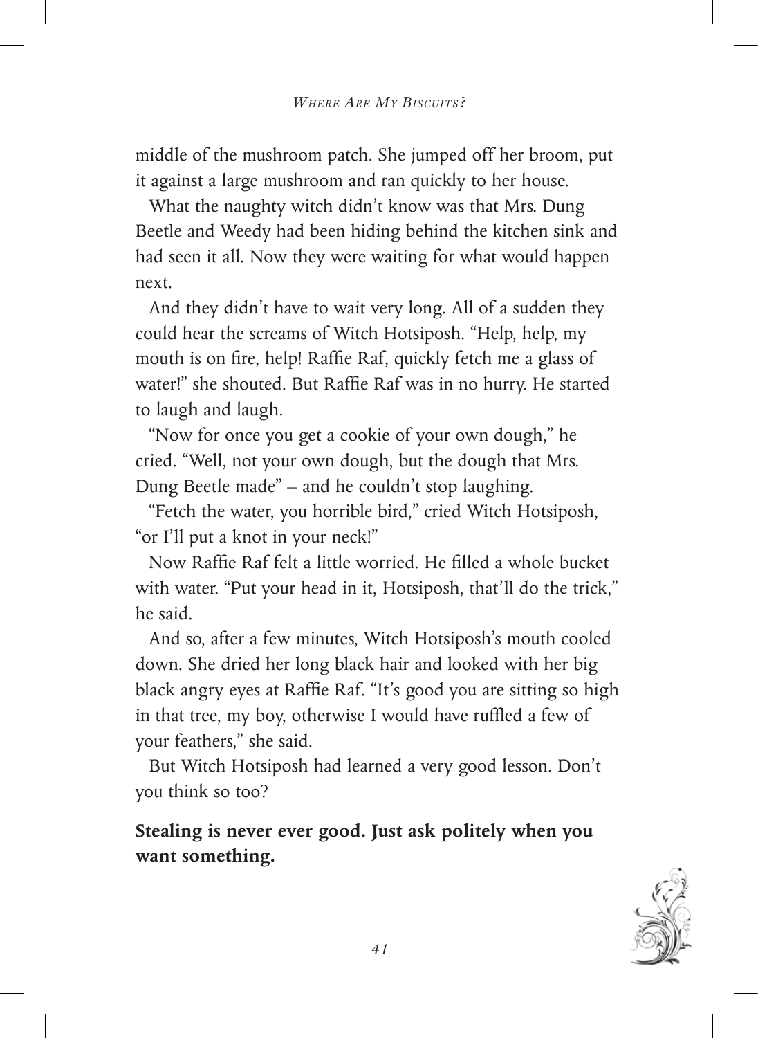middle of the mushroom patch. She jumped off her broom, put it against a large mushroom and ran quickly to her house.

What the naughty witch didn't know was that Mrs. Dung Beetle and Weedy had been hiding behind the kitchen sink and had seen it all. Now they were waiting for what would happen next.

And they didn't have to wait very long. All of a sudden they could hear the screams of Witch Hotsiposh. "Help, help, my mouth is on fire, help! Raffie Raf, quickly fetch me a glass of water!" she shouted. But Raffie Raf was in no hurry. He started to laugh and laugh.

"Now for once you get a cookie of your own dough," he cried. "Well, not your own dough, but the dough that Mrs. Dung Beetle made" – and he couldn't stop laughing.

"Fetch the water, you horrible bird," cried Witch Hotsiposh, "or I'll put a knot in your neck!"

Now Raffie Raf felt a little worried. He filled a whole bucket with water. "Put your head in it, Hotsiposh, that'll do the trick," he said.

And so, after a few minutes, Witch Hotsiposh's mouth cooled down. She dried her long black hair and looked with her big black angry eyes at Raffie Raf. "It's good you are sitting so high in that tree, my boy, otherwise I would have ruffled a few of your feathers," she said.

But Witch Hotsiposh had learned a very good lesson. Don't you think so too?

**Stealing is never ever good. Just ask politely when you want something.**